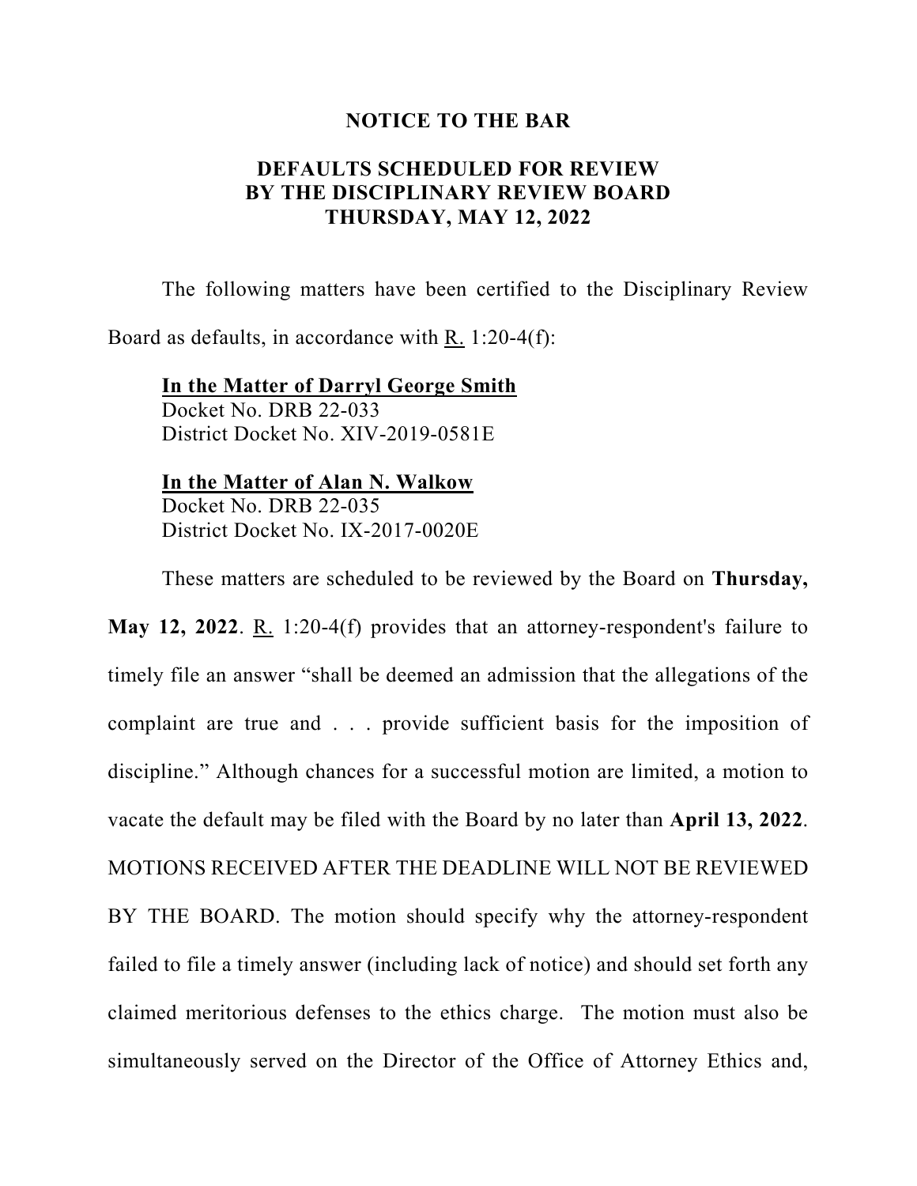# NOTICE TO THE BAR

## DEFAULTS SCHEDULED FOR REVIEW BY THE DISCIPLINARY REVIEW BOARD THURSDAY, MAY 12, 2022

The following matters have been certified to the Disciplinary Review Board as defaults, in accordance with R. 1:20-4(f):

**In the Matter of Darryl George Smith**
Docket No. DRB 22-033
District Docket No. XIV-2019-0581E

**In the Matter of Alan N. Walkow**
Docket No. DRB 22-035
District Docket No. IX-2017-0020E

These matters are scheduled to be reviewed by the Board on **Thursday, May 12, 2022**. R. 1:20-4(f) provides that an attorney-respondent's failure to timely file an answer "shall be deemed an admission that the allegations of the complaint are true and . . . provide sufficient basis for the imposition of discipline." Although chances for a successful motion are limited, a motion to vacate the default may be filed with the Board by no later than **April 13, 2022**. MOTIONS RECEIVED AFTER THE DEADLINE WILL NOT BE REVIEWED BY THE BOARD. The motion should specify why the attorney-respondent failed to file a timely answer (including lack of notice) and should set forth any claimed meritorious defenses to the ethics charge. The motion must also be simultaneously served on the Director of the Office of Attorney Ethics and,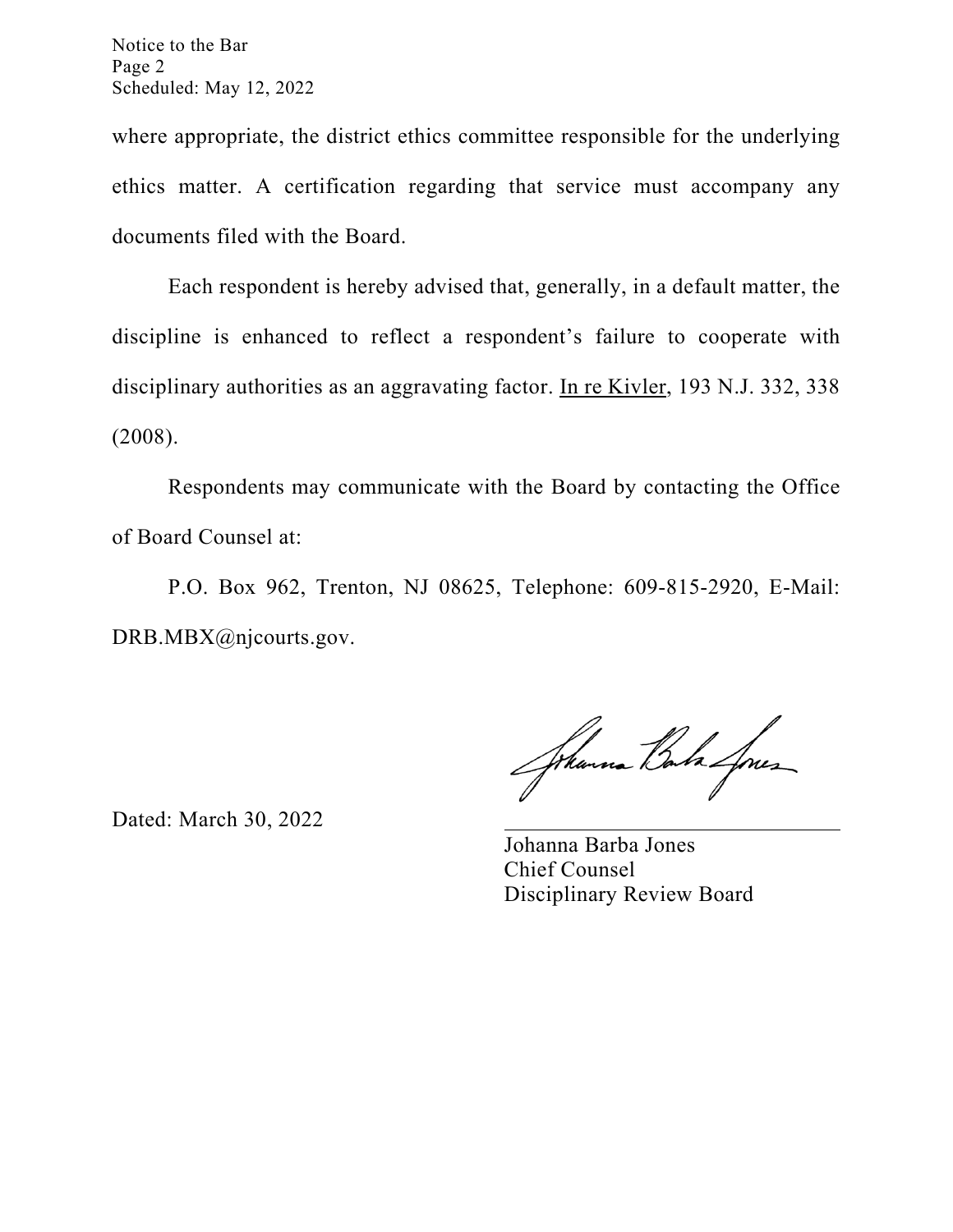where appropriate, the district ethics committee responsible for the underlying ethics matter. A certification regarding that service must accompany any documents filed with the Board.

Each respondent is hereby advised that, generally, in a default matter, the discipline is enhanced to reflect a respondent's failure to cooperate with disciplinary authorities as an aggravating factor. In re Kivler, 193 N.J. 332, 338 (2008).

Respondents may communicate with the Board by contacting the Office of Board Counsel at:

P.O. Box 962, Trenton, NJ 08625, Telephone: 609-815-2920, E-Mail: DRB.MBX@njcourts.gov.

Dated: March 30, 2022

Johanna Barba Jones
Chief Counsel
Disciplinary Review Board